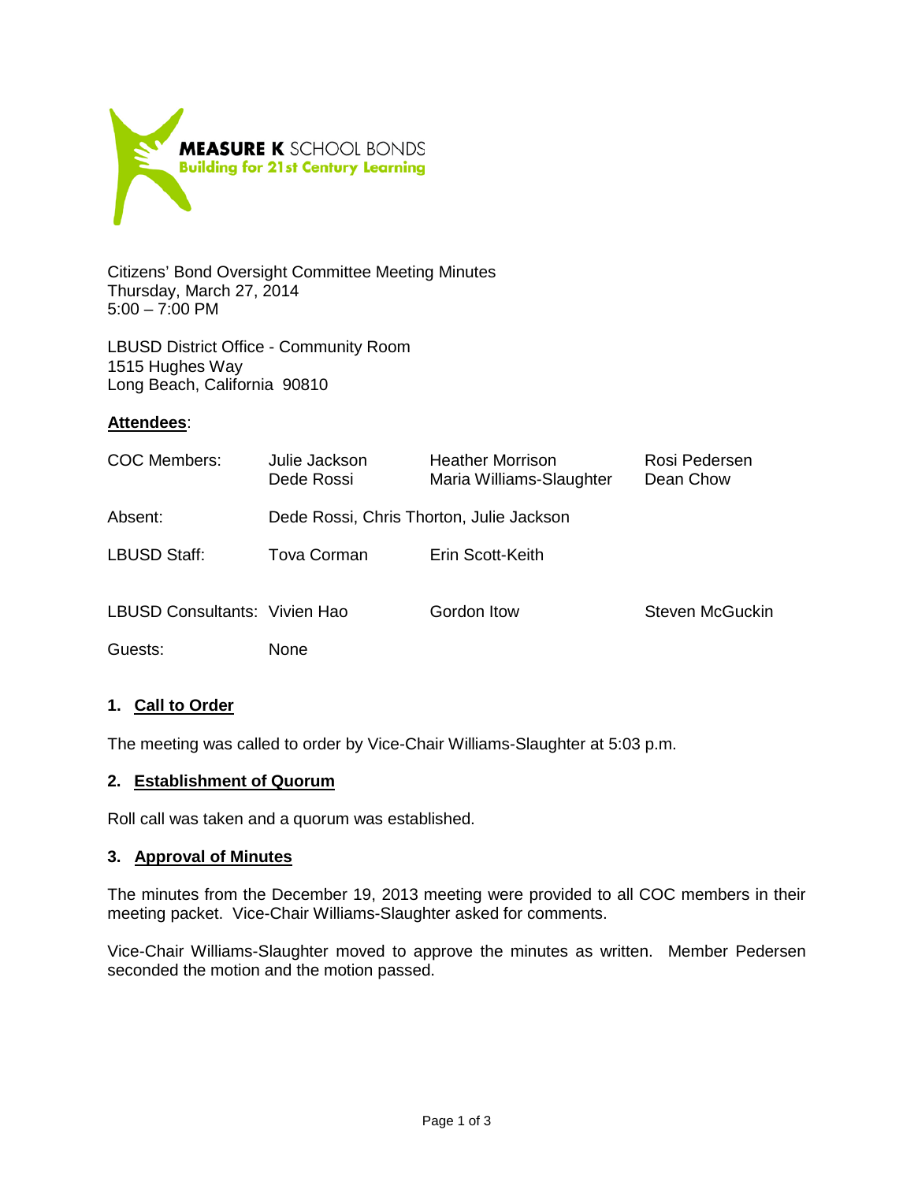**MEASURE K** SCHOOL BONDS
**Building for 21st Century Learning**

Citizens' Bond Oversight Committee Meeting Minutes
Thursday, March 27, 2014
5:00 – 7:00 PM

LBUSD District Office - Community Room
1515 Hughes Way
Long Beach, California 90810

**Attendees**:

| | | | |
|---|---|---|---|
| COC Members: | Julie Jackson<br>Dede Rossi | Heather Morrison<br>Maria Williams-Slaughter | Rosi Pedersen<br>Dean Chow |
| Absent: | Dede Rossi, Chris Thorton, Julie Jackson | | |
| LBUSD Staff: | Tova Corman | Erin Scott-Keith | |
| LBUSD Consultants: | Vivien Hao | Gordon Itow | Steven McGuckin |
| Guests: | None | | |

### 1. Call to Order

The meeting was called to order by Vice-Chair Williams-Slaughter at 5:03 p.m.

### 2. Establishment of Quorum

Roll call was taken and a quorum was established.

### 3. Approval of Minutes

The minutes from the December 19, 2013 meeting were provided to all COC members in their meeting packet. Vice-Chair Williams-Slaughter asked for comments.

Vice-Chair Williams-Slaughter moved to approve the minutes as written. Member Pedersen seconded the motion and the motion passed.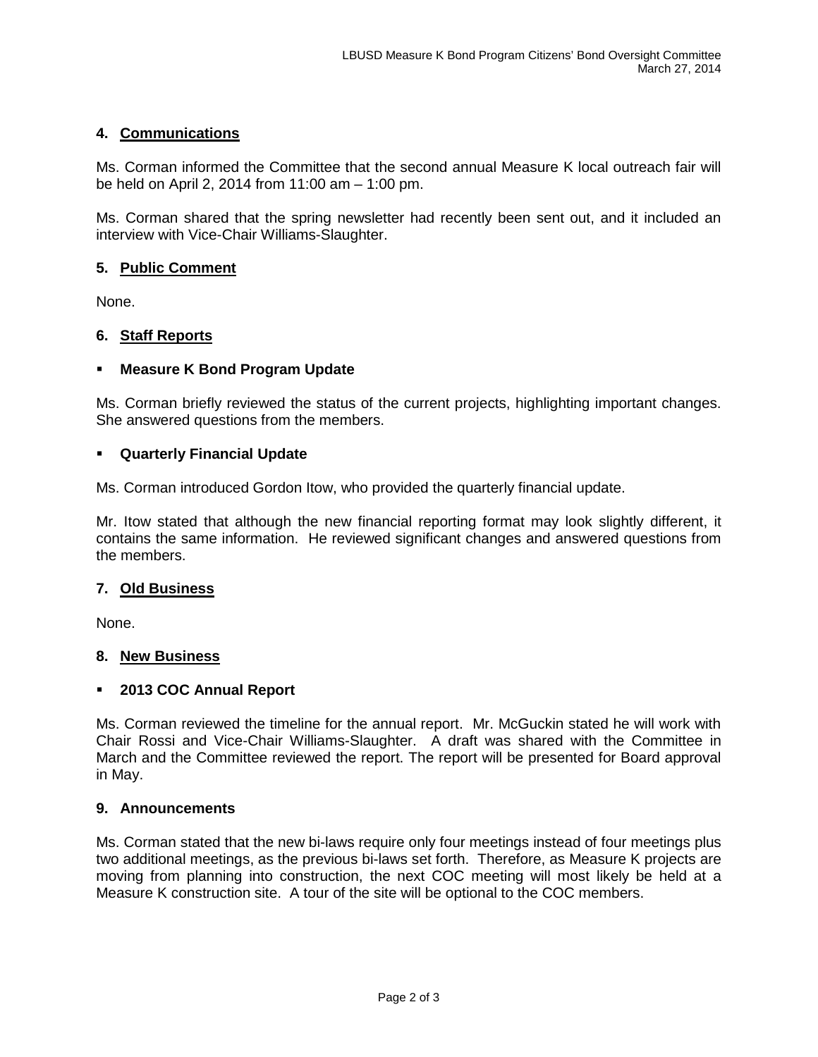## 4. Communications

Ms. Corman informed the Committee that the second annual Measure K local outreach fair will be held on April 2, 2014 from 11:00 am – 1:00 pm.

Ms. Corman shared that the spring newsletter had recently been sent out, and it included an interview with Vice-Chair Williams-Slaughter.

## 5. Public Comment

None.

## 6. Staff Reports

- **Measure K Bond Program Update**

Ms. Corman briefly reviewed the status of the current projects, highlighting important changes. She answered questions from the members.

- **Quarterly Financial Update**

Ms. Corman introduced Gordon Itow, who provided the quarterly financial update.

Mr. Itow stated that although the new financial reporting format may look slightly different, it contains the same information. He reviewed significant changes and answered questions from the members.

## 7. Old Business

None.

## 8. New Business

- **2013 COC Annual Report**

Ms. Corman reviewed the timeline for the annual report. Mr. McGuckin stated he will work with Chair Rossi and Vice-Chair Williams-Slaughter. A draft was shared with the Committee in March and the Committee reviewed the report. The report will be presented for Board approval in May.

## 9. Announcements

Ms. Corman stated that the new bi-laws require only four meetings instead of four meetings plus two additional meetings, as the previous bi-laws set forth. Therefore, as Measure K projects are moving from planning into construction, the next COC meeting will most likely be held at a Measure K construction site. A tour of the site will be optional to the COC members.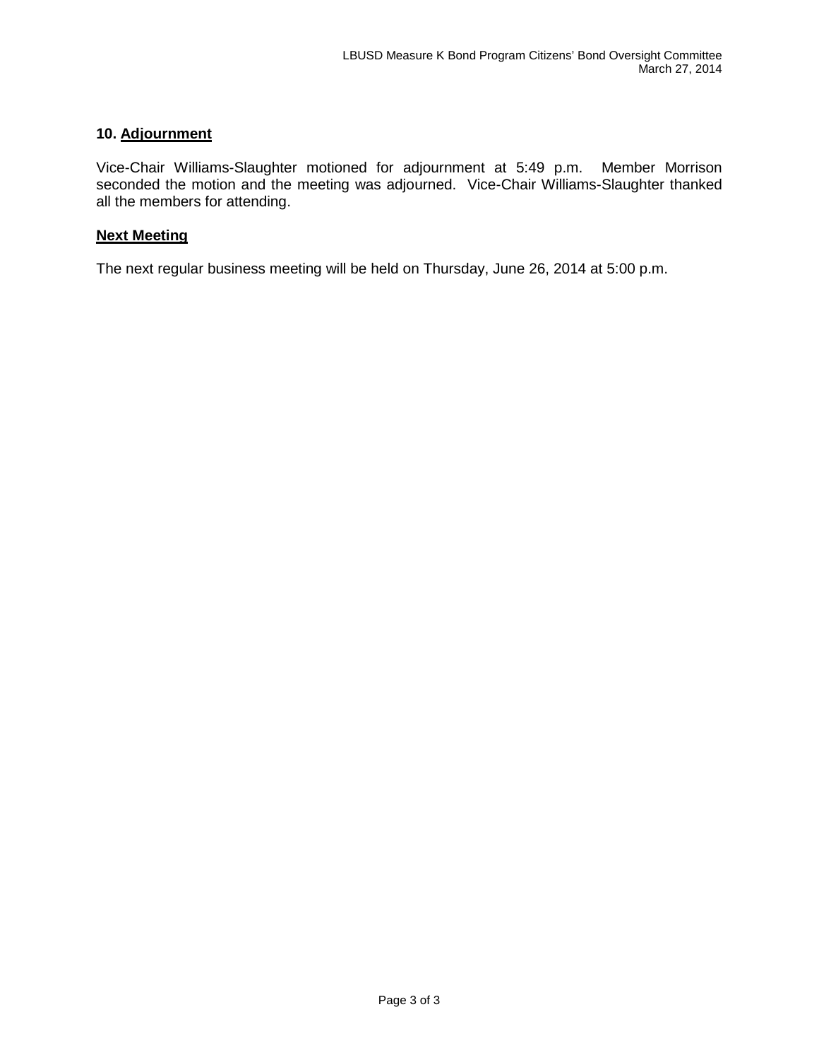## 10. Adjournment

Vice-Chair Williams-Slaughter motioned for adjournment at 5:49 p.m. Member Morrison seconded the motion and the meeting was adjourned. Vice-Chair Williams-Slaughter thanked all the members for attending.

## Next Meeting

The next regular business meeting will be held on Thursday, June 26, 2014 at 5:00 p.m.